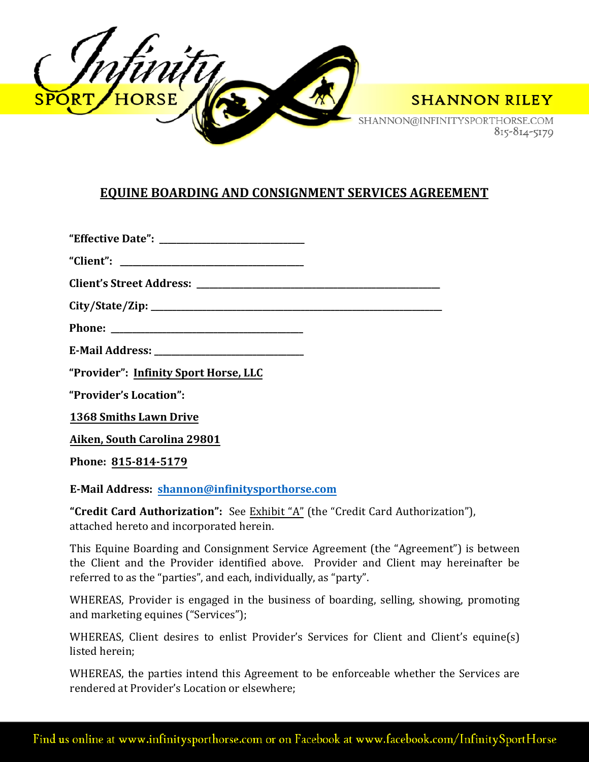Infinity SPORT HORSE

SHANNON RILEY

SHANNON@INFINITYSPORTHORSE.COM
815-814-5179

# EQUINE BOARDING AND CONSIGNMENT SERVICES AGREEMENT

**"Effective Date": ______________________________**

**"Client": ______________________________________**

**Client's Street Address: ______________________________________________________**

**City/State/Zip: ______________________________________________________________**

**Phone: ___________________________________________**

**E-Mail Address: _________________________________**

**"Provider": Infinity Sport Horse, LLC**

**"Provider's Location":**

**1368 Smiths Lawn Drive**

**Aiken, South Carolina 29801**

**Phone: 815-814-5179**

**E-Mail Address: shannon@infinitysporthorse.com**

**"Credit Card Authorization":** See Exhibit "A" (the "Credit Card Authorization"), attached hereto and incorporated herein.

This Equine Boarding and Consignment Service Agreement (the "Agreement") is between the Client and the Provider identified above. Provider and Client may hereinafter be referred to as the "parties", and each, individually, as "party".

WHEREAS, Provider is engaged in the business of boarding, selling, showing, promoting and marketing equines ("Services");

WHEREAS, Client desires to enlist Provider's Services for Client and Client's equine(s) listed herein;

WHEREAS, the parties intend this Agreement to be enforceable whether the Services are rendered at Provider's Location or elsewhere;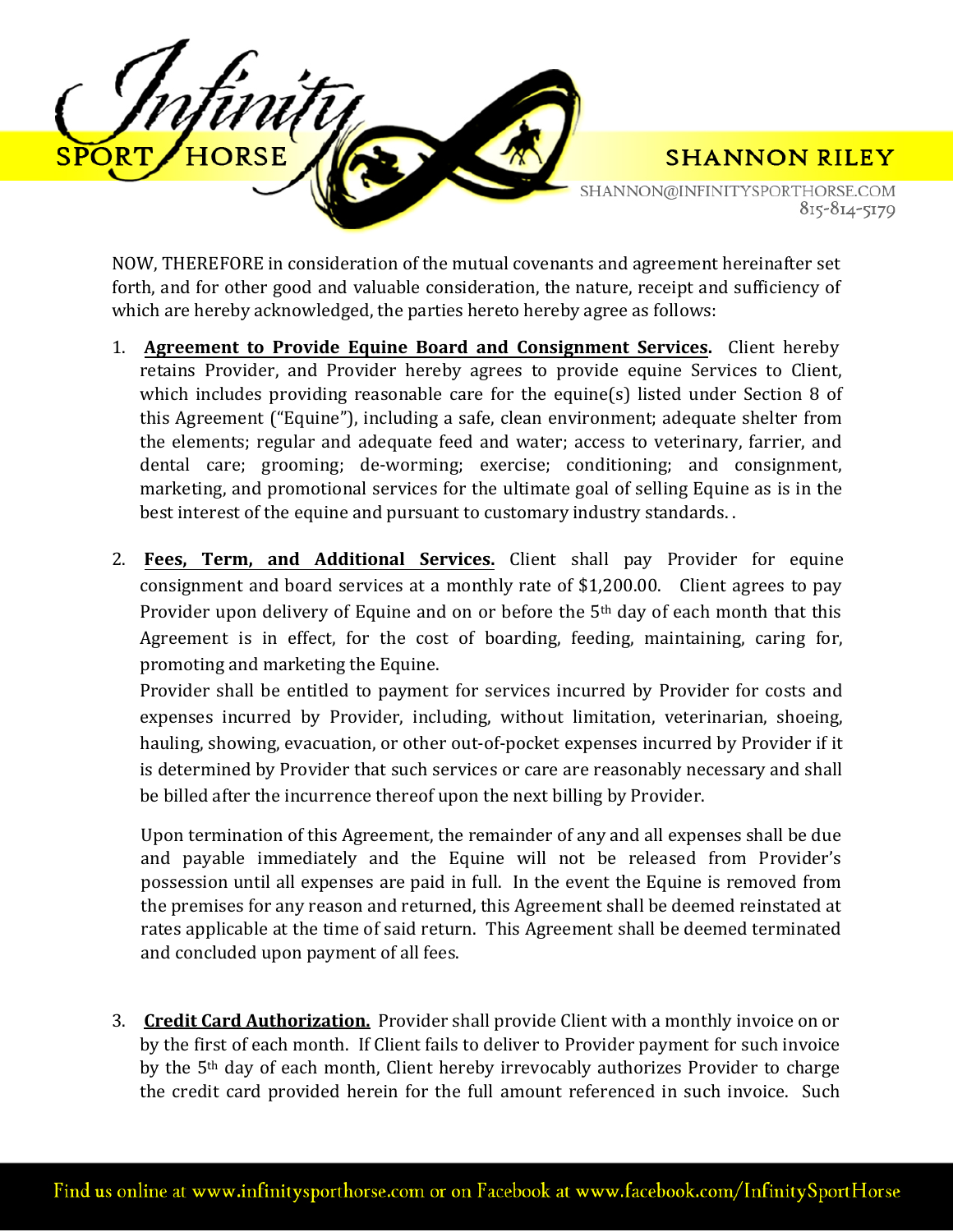NOW, THEREFORE in consideration of the mutual covenants and agreement hereinafter set forth, and for other good and valuable consideration, the nature, receipt and sufficiency of which are hereby acknowledged, the parties hereto hereby agree as follows:

1. **Agreement to Provide Equine Board and Consignment Services.** Client hereby retains Provider, and Provider hereby agrees to provide equine Services to Client, which includes providing reasonable care for the equine(s) listed under Section 8 of this Agreement ("Equine"), including a safe, clean environment; adequate shelter from the elements; regular and adequate feed and water; access to veterinary, farrier, and dental care; grooming; de-worming; exercise; conditioning; and consignment, marketing, and promotional services for the ultimate goal of selling Equine as is in the best interest of the equine and pursuant to customary industry standards. .

2. **Fees, Term, and Additional Services.** Client shall pay Provider for equine consignment and board services at a monthly rate of $1,200.00. Client agrees to pay Provider upon delivery of Equine and on or before the 5th day of each month that this Agreement is in effect, for the cost of boarding, feeding, maintaining, caring for, promoting and marketing the Equine.

   Provider shall be entitled to payment for services incurred by Provider for costs and expenses incurred by Provider, including, without limitation, veterinarian, shoeing, hauling, showing, evacuation, or other out-of-pocket expenses incurred by Provider if it is determined by Provider that such services or care are reasonably necessary and shall be billed after the incurrence thereof upon the next billing by Provider.

   Upon termination of this Agreement, the remainder of any and all expenses shall be due and payable immediately and the Equine will not be released from Provider's possession until all expenses are paid in full. In the event the Equine is removed from the premises for any reason and returned, this Agreement shall be deemed reinstated at rates applicable at the time of said return. This Agreement shall be deemed terminated and concluded upon payment of all fees.

3. **Credit Card Authorization.** Provider shall provide Client with a monthly invoice on or by the first of each month. If Client fails to deliver to Provider payment for such invoice by the 5th day of each month, Client hereby irrevocably authorizes Provider to charge the credit card provided herein for the full amount referenced in such invoice. Such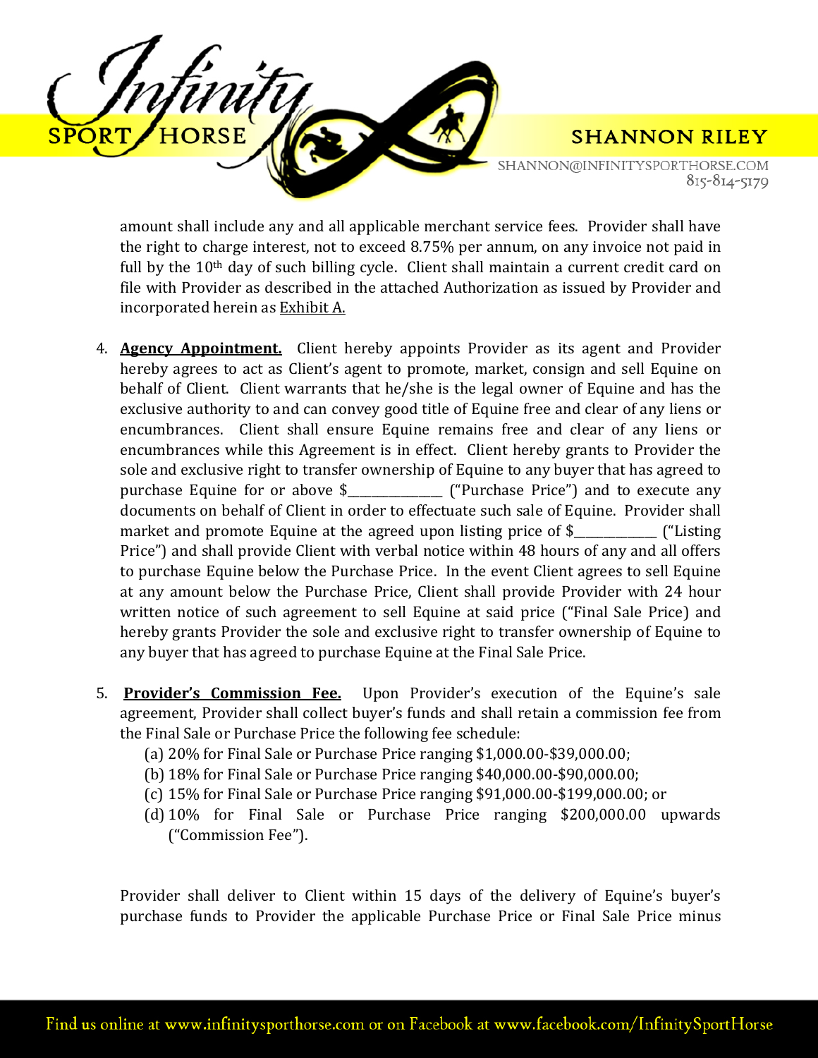amount shall include any and all applicable merchant service fees. Provider shall have the right to charge interest, not to exceed 8.75% per annum, on any invoice not paid in full by the 10th day of such billing cycle. Client shall maintain a current credit card on file with Provider as described in the attached Authorization as issued by Provider and incorporated herein as Exhibit A.

4. **Agency Appointment.** Client hereby appoints Provider as its agent and Provider hereby agrees to act as Client's agent to promote, market, consign and sell Equine on behalf of Client. Client warrants that he/she is the legal owner of Equine and has the exclusive authority to and can convey good title of Equine free and clear of any liens or encumbrances. Client shall ensure Equine remains free and clear of any liens or encumbrances while this Agreement is in effect. Client hereby grants to Provider the sole and exclusive right to transfer ownership of Equine to any buyer that has agreed to purchase Equine for or above $_______________ ("Purchase Price") and to execute any documents on behalf of Client in order to effectuate such sale of Equine. Provider shall market and promote Equine at the agreed upon listing price of $_____________ ("Listing Price") and shall provide Client with verbal notice within 48 hours of any and all offers to purchase Equine below the Purchase Price. In the event Client agrees to sell Equine at any amount below the Purchase Price, Client shall provide Provider with 24 hour written notice of such agreement to sell Equine at said price ("Final Sale Price) and hereby grants Provider the sole and exclusive right to transfer ownership of Equine to any buyer that has agreed to purchase Equine at the Final Sale Price.

5. **Provider's Commission Fee.** Upon Provider's execution of the Equine's sale agreement, Provider shall collect buyer's funds and shall retain a commission fee from the Final Sale or Purchase Price the following fee schedule:
   (a) 20% for Final Sale or Purchase Price ranging $1,000.00-$39,000.00;
   (b) 18% for Final Sale or Purchase Price ranging $40,000.00-$90,000.00;
   (c) 15% for Final Sale or Purchase Price ranging $91,000.00-$199,000.00; or
   (d) 10% for Final Sale or Purchase Price ranging $200,000.00 upwards ("Commission Fee").

Provider shall deliver to Client within 15 days of the delivery of Equine's buyer's purchase funds to Provider the applicable Purchase Price or Final Sale Price minus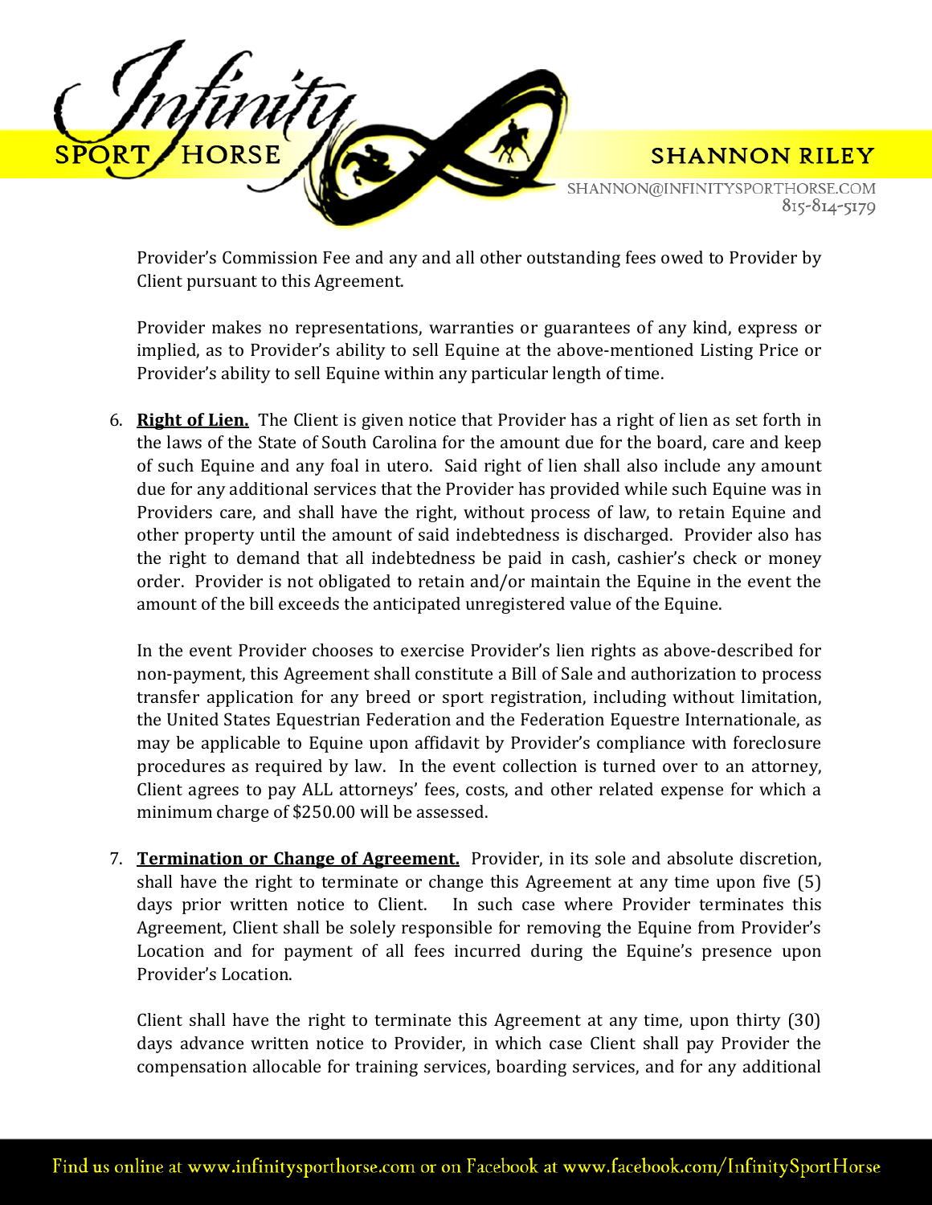Provider's Commission Fee and any and all other outstanding fees owed to Provider by Client pursuant to this Agreement.

Provider makes no representations, warranties or guarantees of any kind, express or implied, as to Provider's ability to sell Equine at the above-mentioned Listing Price or Provider's ability to sell Equine within any particular length of time.

6. **Right of Lien.** The Client is given notice that Provider has a right of lien as set forth in the laws of the State of South Carolina for the amount due for the board, care and keep of such Equine and any foal in utero. Said right of lien shall also include any amount due for any additional services that the Provider has provided while such Equine was in Providers care, and shall have the right, without process of law, to retain Equine and other property until the amount of said indebtedness is discharged. Provider also has the right to demand that all indebtedness be paid in cash, cashier's check or money order. Provider is not obligated to retain and/or maintain the Equine in the event the amount of the bill exceeds the anticipated unregistered value of the Equine.

   In the event Provider chooses to exercise Provider's lien rights as above-described for non-payment, this Agreement shall constitute a Bill of Sale and authorization to process transfer application for any breed or sport registration, including without limitation, the United States Equestrian Federation and the Federation Equestre Internationale, as may be applicable to Equine upon affidavit by Provider's compliance with foreclosure procedures as required by law. In the event collection is turned over to an attorney, Client agrees to pay ALL attorneys' fees, costs, and other related expense for which a minimum charge of $250.00 will be assessed.

7. **Termination or Change of Agreement.** Provider, in its sole and absolute discretion, shall have the right to terminate or change this Agreement at any time upon five (5) days prior written notice to Client. In such case where Provider terminates this Agreement, Client shall be solely responsible for removing the Equine from Provider's Location and for payment of all fees incurred during the Equine's presence upon Provider's Location.

   Client shall have the right to terminate this Agreement at any time, upon thirty (30) days advance written notice to Provider, in which case Client shall pay Provider the compensation allocable for training services, boarding services, and for any additional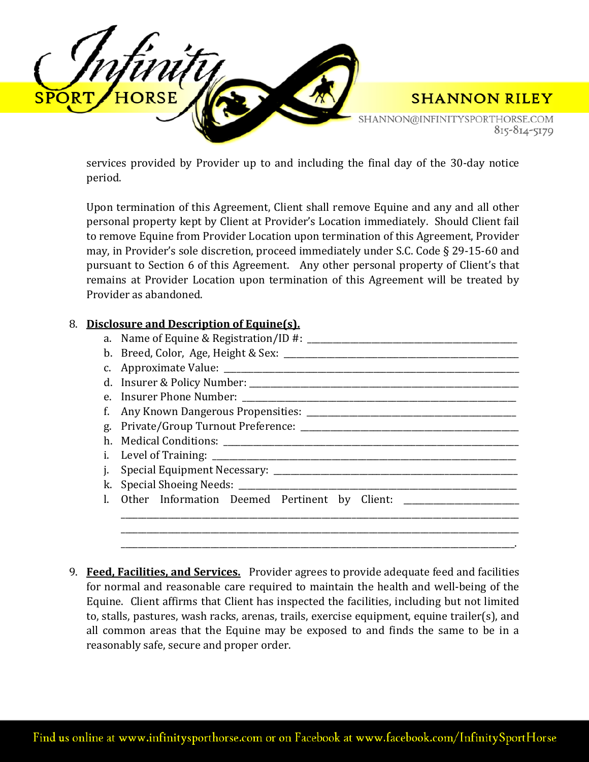services provided by Provider up to and including the final day of the 30-day notice period.

Upon termination of this Agreement, Client shall remove Equine and any and all other personal property kept by Client at Provider's Location immediately. Should Client fail to remove Equine from Provider Location upon termination of this Agreement, Provider may, in Provider's sole discretion, proceed immediately under S.C. Code § 29-15-60 and pursuant to Section 6 of this Agreement. Any other personal property of Client's that remains at Provider Location upon termination of this Agreement will be treated by Provider as abandoned.

8. **Disclosure and Description of Equine(s).**
   a. Name of Equine & Registration/ID #: ____________________________________________
   b. Breed, Color, Age, Height & Sex: ______________________________________________
   c. Approximate Value: _________________________________________________________
   d. Insurer & Policy Number: ____________________________________________________
   e. Insurer Phone Number: _____________________________________________________
   f. Any Known Dangerous Propensities: ___________________________________________
   g. Private/Group Turnout Preference: ____________________________________________
   h. Medical Conditions: ________________________________________________________
   i. Level of Training: _________________________________________________________
   j. Special Equipment Necessary: _______________________________________________
   k. Special Shoeing Needs: _____________________________________________________
   l. Other Information Deemed Pertinent by Client: _______________________
   ________________________________________________________________________________
   ________________________________________________________________________________
   ________________________________________________________________________________.

9. **Feed, Facilities, and Services.** Provider agrees to provide adequate feed and facilities for normal and reasonable care required to maintain the health and well-being of the Equine. Client affirms that Client has inspected the facilities, including but not limited to, stalls, pastures, wash racks, arenas, trails, exercise equipment, equine trailer(s), and all common areas that the Equine may be exposed to and finds the same to be in a reasonably safe, secure and proper order.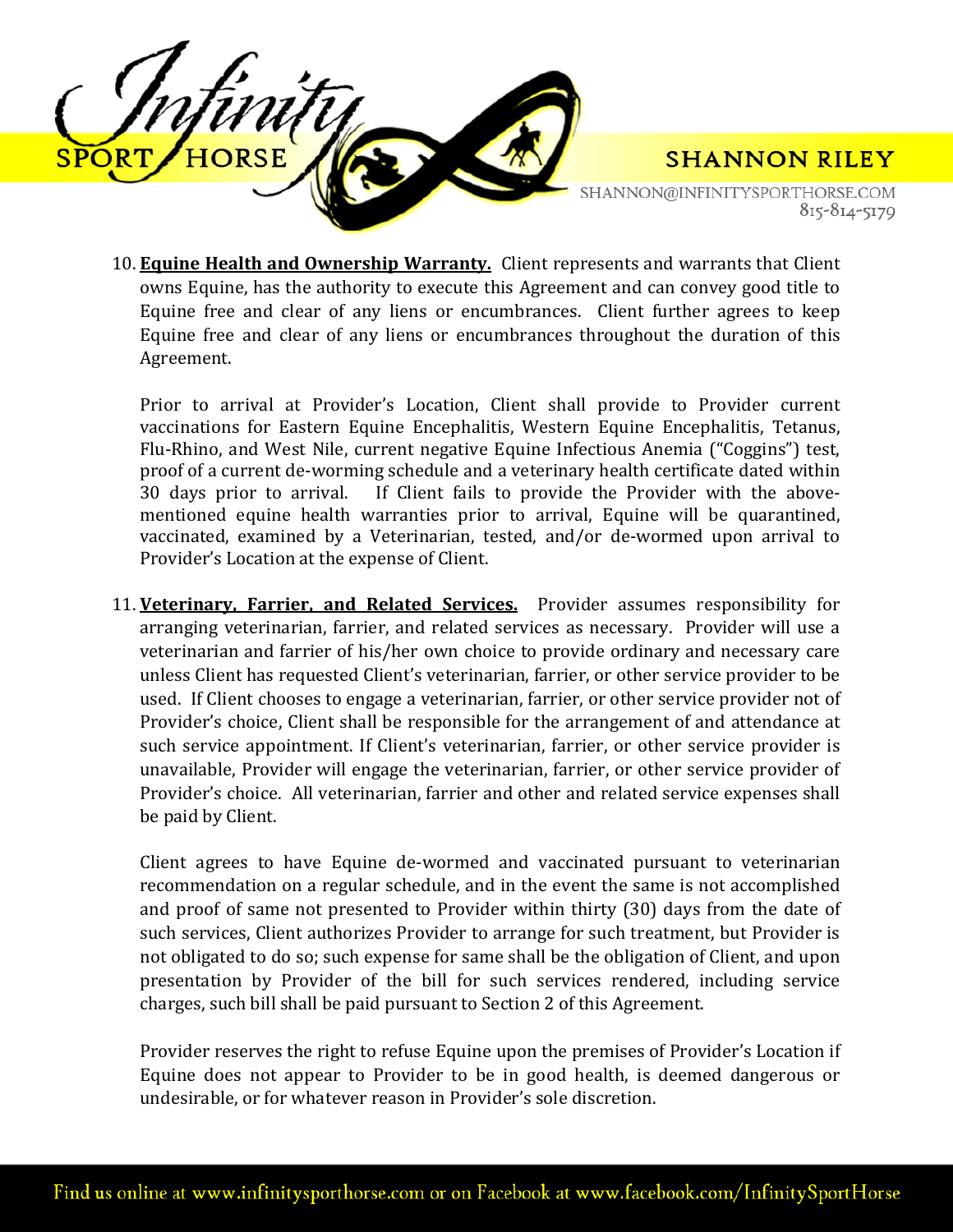10. **Equine Health and Ownership Warranty.** Client represents and warrants that Client owns Equine, has the authority to execute this Agreement and can convey good title to Equine free and clear of any liens or encumbrances. Client further agrees to keep Equine free and clear of any liens or encumbrances throughout the duration of this Agreement.

    Prior to arrival at Provider's Location, Client shall provide to Provider current vaccinations for Eastern Equine Encephalitis, Western Equine Encephalitis, Tetanus, Flu-Rhino, and West Nile, current negative Equine Infectious Anemia ("Coggins") test, proof of a current de-worming schedule and a veterinary health certificate dated within 30 days prior to arrival. If Client fails to provide the Provider with the above-mentioned equine health warranties prior to arrival, Equine will be quarantined, vaccinated, examined by a Veterinarian, tested, and/or de-wormed upon arrival to Provider's Location at the expense of Client.

11. **Veterinary, Farrier, and Related Services.** Provider assumes responsibility for arranging veterinarian, farrier, and related services as necessary. Provider will use a veterinarian and farrier of his/her own choice to provide ordinary and necessary care unless Client has requested Client's veterinarian, farrier, or other service provider to be used. If Client chooses to engage a veterinarian, farrier, or other service provider not of Provider's choice, Client shall be responsible for the arrangement of and attendance at such service appointment. If Client's veterinarian, farrier, or other service provider is unavailable, Provider will engage the veterinarian, farrier, or other service provider of Provider's choice. All veterinarian, farrier and other and related service expenses shall be paid by Client.

    Client agrees to have Equine de-wormed and vaccinated pursuant to veterinarian recommendation on a regular schedule, and in the event the same is not accomplished and proof of same not presented to Provider within thirty (30) days from the date of such services, Client authorizes Provider to arrange for such treatment, but Provider is not obligated to do so; such expense for same shall be the obligation of Client, and upon presentation by Provider of the bill for such services rendered, including service charges, such bill shall be paid pursuant to Section 2 of this Agreement.

    Provider reserves the right to refuse Equine upon the premises of Provider's Location if Equine does not appear to Provider to be in good health, is deemed dangerous or undesirable, or for whatever reason in Provider's sole discretion.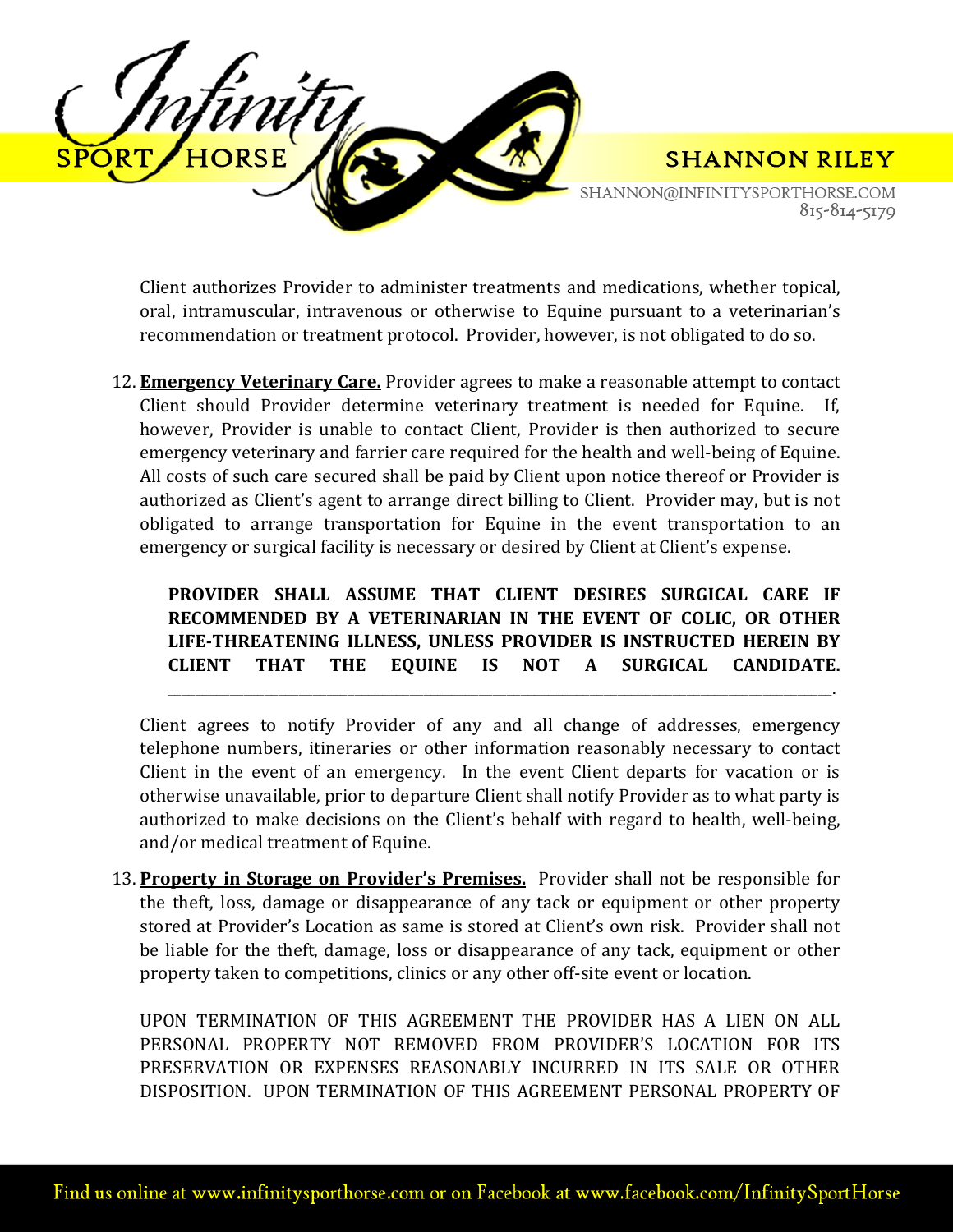Client authorizes Provider to administer treatments and medications, whether topical, oral, intramuscular, intravenous or otherwise to Equine pursuant to a veterinarian's recommendation or treatment protocol. Provider, however, is not obligated to do so.

12. **Emergency Veterinary Care.** Provider agrees to make a reasonable attempt to contact Client should Provider determine veterinary treatment is needed for Equine. If, however, Provider is unable to contact Client, Provider is then authorized to secure emergency veterinary and farrier care required for the health and well-being of Equine. All costs of such care secured shall be paid by Client upon notice thereof or Provider is authorized as Client's agent to arrange direct billing to Client. Provider may, but is not obligated to arrange transportation for Equine in the event transportation to an emergency or surgical facility is necessary or desired by Client at Client's expense.

    **PROVIDER SHALL ASSUME THAT CLIENT DESIRES SURGICAL CARE IF RECOMMENDED BY A VETERINARIAN IN THE EVENT OF COLIC, OR OTHER LIFE-THREATENING ILLNESS, UNLESS PROVIDER IS INSTRUCTED HEREIN BY CLIENT THAT THE EQUINE IS NOT A SURGICAL CANDIDATE.** \_\_\_\_\_\_\_\_\_\_\_\_\_\_\_\_\_\_\_\_\_\_\_\_\_\_\_\_\_\_\_\_\_\_\_\_\_\_\_\_\_\_\_\_\_\_\_\_\_\_\_\_\_\_\_\_\_\_\_\_\_\_\_\_\_\_\_\_\_\_\_\_\_\_\_.

    Client agrees to notify Provider of any and all change of addresses, emergency telephone numbers, itineraries or other information reasonably necessary to contact Client in the event of an emergency. In the event Client departs for vacation or is otherwise unavailable, prior to departure Client shall notify Provider as to what party is authorized to make decisions on the Client's behalf with regard to health, well-being, and/or medical treatment of Equine.

13. **Property in Storage on Provider's Premises.** Provider shall not be responsible for the theft, loss, damage or disappearance of any tack or equipment or other property stored at Provider's Location as same is stored at Client's own risk. Provider shall not be liable for the theft, damage, loss or disappearance of any tack, equipment or other property taken to competitions, clinics or any other off-site event or location.

    UPON TERMINATION OF THIS AGREEMENT THE PROVIDER HAS A LIEN ON ALL PERSONAL PROPERTY NOT REMOVED FROM PROVIDER'S LOCATION FOR ITS PRESERVATION OR EXPENSES REASONABLY INCURRED IN ITS SALE OR OTHER DISPOSITION. UPON TERMINATION OF THIS AGREEMENT PERSONAL PROPERTY OF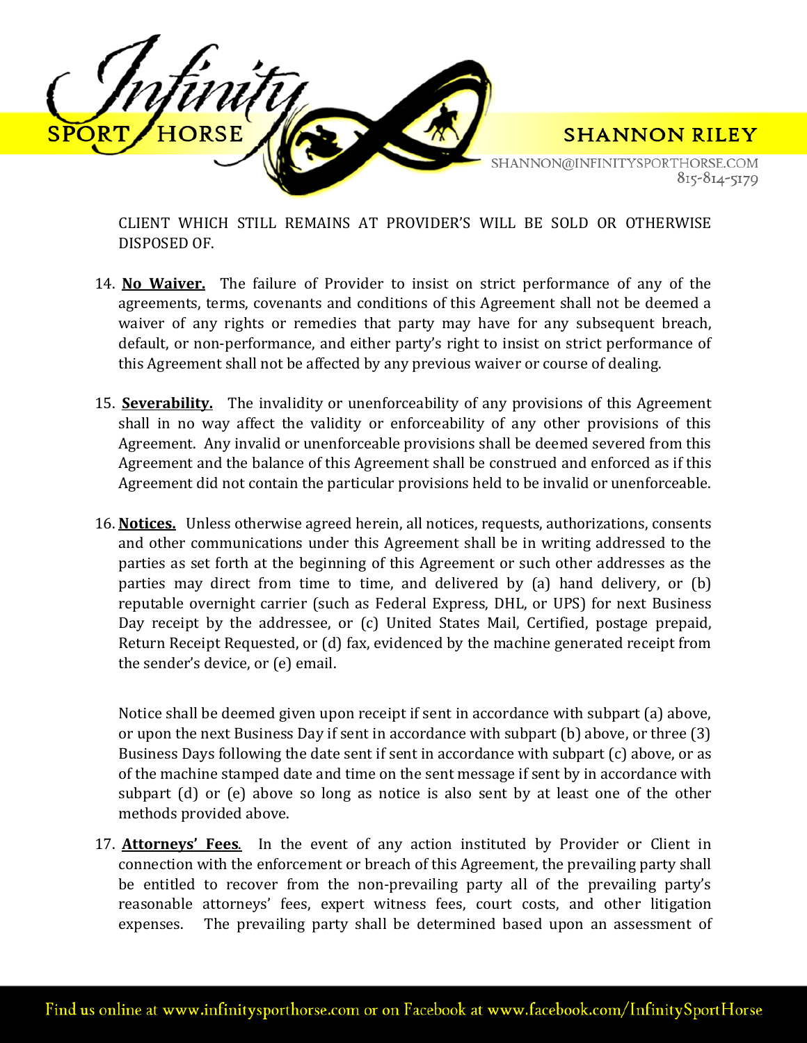CLIENT WHICH STILL REMAINS AT PROVIDER'S WILL BE SOLD OR OTHERWISE DISPOSED OF.

14. **No Waiver.** The failure of Provider to insist on strict performance of any of the agreements, terms, covenants and conditions of this Agreement shall not be deemed a waiver of any rights or remedies that party may have for any subsequent breach, default, or non-performance, and either party's right to insist on strict performance of this Agreement shall not be affected by any previous waiver or course of dealing.

15. **Severability.** The invalidity or unenforceability of any provisions of this Agreement shall in no way affect the validity or enforceability of any other provisions of this Agreement. Any invalid or unenforceable provisions shall be deemed severed from this Agreement and the balance of this Agreement shall be construed and enforced as if this Agreement did not contain the particular provisions held to be invalid or unenforceable.

16. **Notices.** Unless otherwise agreed herein, all notices, requests, authorizations, consents and other communications under this Agreement shall be in writing addressed to the parties as set forth at the beginning of this Agreement or such other addresses as the parties may direct from time to time, and delivered by (a) hand delivery, or (b) reputable overnight carrier (such as Federal Express, DHL, or UPS) for next Business Day receipt by the addressee, or (c) United States Mail, Certified, postage prepaid, Return Receipt Requested, or (d) fax, evidenced by the machine generated receipt from the sender's device, or (e) email.

    Notice shall be deemed given upon receipt if sent in accordance with subpart (a) above, or upon the next Business Day if sent in accordance with subpart (b) above, or three (3) Business Days following the date sent if sent in accordance with subpart (c) above, or as of the machine stamped date and time on the sent message if sent by in accordance with subpart (d) or (e) above so long as notice is also sent by at least one of the other methods provided above.

17. **Attorneys' Fees.** In the event of any action instituted by Provider or Client in connection with the enforcement or breach of this Agreement, the prevailing party shall be entitled to recover from the non-prevailing party all of the prevailing party's reasonable attorneys' fees, expert witness fees, court costs, and other litigation expenses. The prevailing party shall be determined based upon an assessment of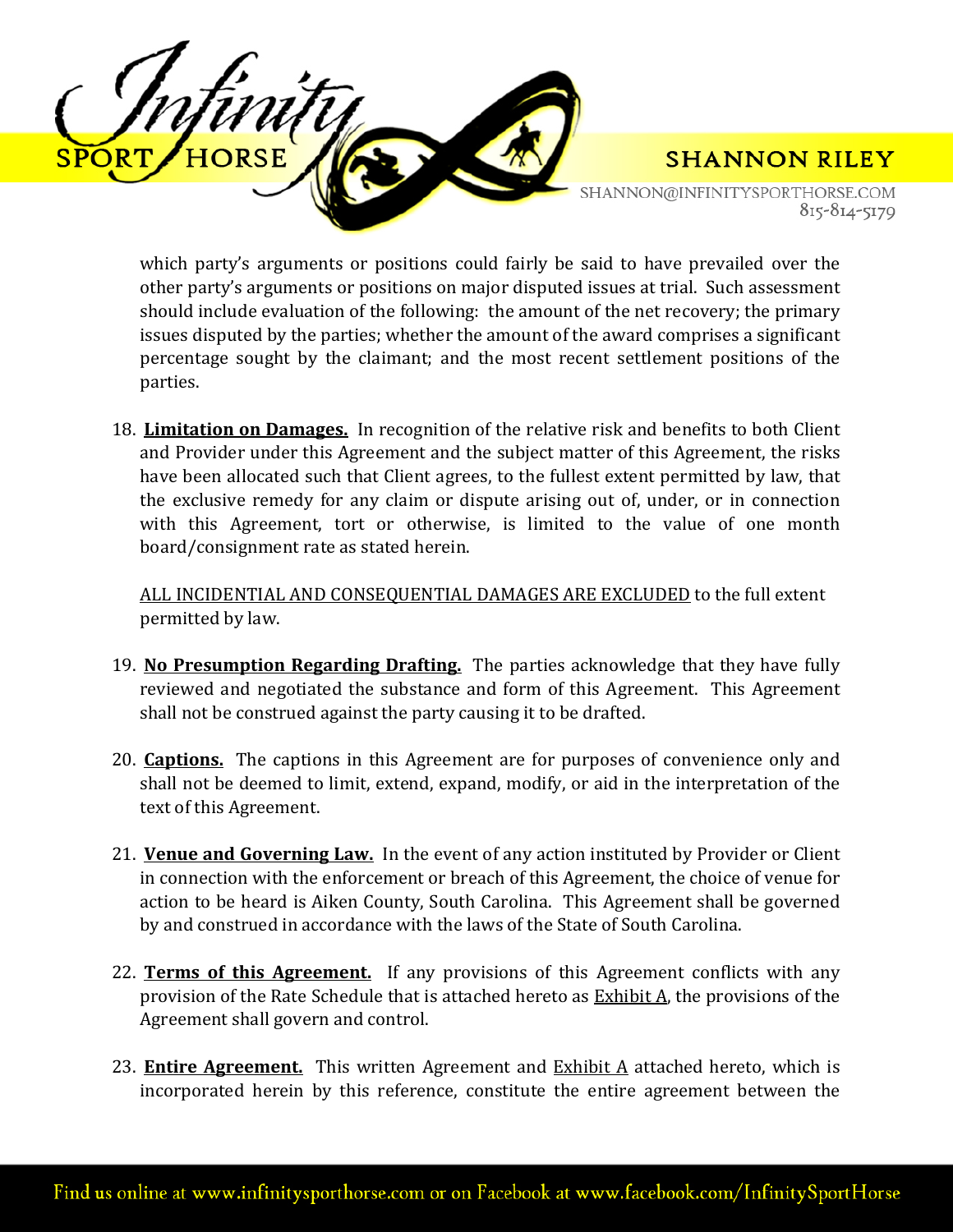which party's arguments or positions could fairly be said to have prevailed over the other party's arguments or positions on major disputed issues at trial. Such assessment should include evaluation of the following: the amount of the net recovery; the primary issues disputed by the parties; whether the amount of the award comprises a significant percentage sought by the claimant; and the most recent settlement positions of the parties.

18. **Limitation on Damages.** In recognition of the relative risk and benefits to both Client and Provider under this Agreement and the subject matter of this Agreement, the risks have been allocated such that Client agrees, to the fullest extent permitted by law, that the exclusive remedy for any claim or dispute arising out of, under, or in connection with this Agreement, tort or otherwise, is limited to the value of one month board/consignment rate as stated herein.

    ALL INCIDENTIAL AND CONSEQUENTIAL DAMAGES ARE EXCLUDED to the full extent permitted by law.

19. **No Presumption Regarding Drafting.** The parties acknowledge that they have fully reviewed and negotiated the substance and form of this Agreement. This Agreement shall not be construed against the party causing it to be drafted.

20. **Captions.** The captions in this Agreement are for purposes of convenience only and shall not be deemed to limit, extend, expand, modify, or aid in the interpretation of the text of this Agreement.

21. **Venue and Governing Law.** In the event of any action instituted by Provider or Client in connection with the enforcement or breach of this Agreement, the choice of venue for action to be heard is Aiken County, South Carolina. This Agreement shall be governed by and construed in accordance with the laws of the State of South Carolina.

22. **Terms of this Agreement.** If any provisions of this Agreement conflicts with any provision of the Rate Schedule that is attached hereto as Exhibit A, the provisions of the Agreement shall govern and control.

23. **Entire Agreement.** This written Agreement and Exhibit A attached hereto, which is incorporated herein by this reference, constitute the entire agreement between the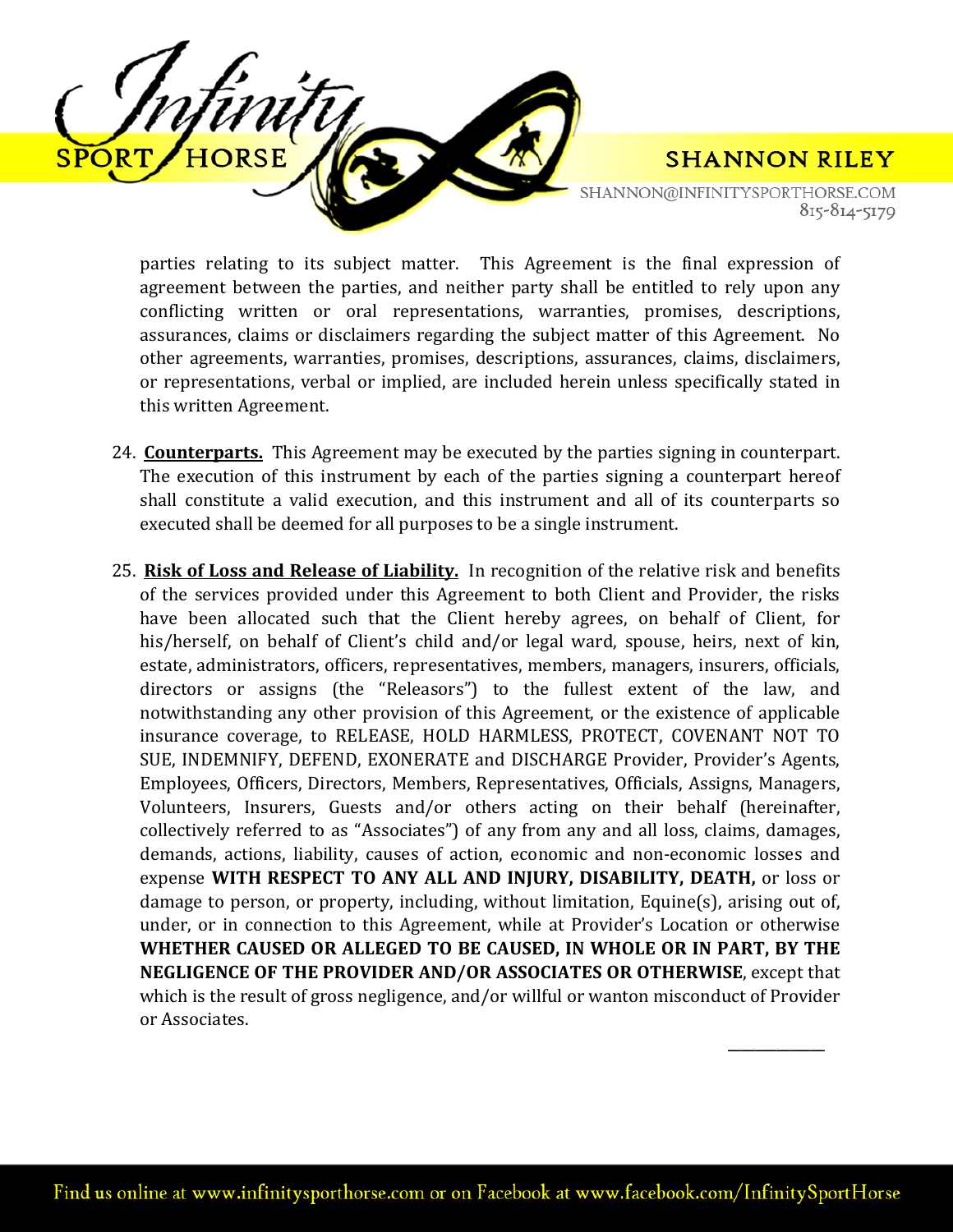parties relating to its subject matter. This Agreement is the final expression of agreement between the parties, and neither party shall be entitled to rely upon any conflicting written or oral representations, warranties, promises, descriptions, assurances, claims or disclaimers regarding the subject matter of this Agreement. No other agreements, warranties, promises, descriptions, assurances, claims, disclaimers, or representations, verbal or implied, are included herein unless specifically stated in this written Agreement.

24. **Counterparts.** This Agreement may be executed by the parties signing in counterpart. The execution of this instrument by each of the parties signing a counterpart hereof shall constitute a valid execution, and this instrument and all of its counterparts so executed shall be deemed for all purposes to be a single instrument.

25. **Risk of Loss and Release of Liability.** In recognition of the relative risk and benefits of the services provided under this Agreement to both Client and Provider, the risks have been allocated such that the Client hereby agrees, on behalf of Client, for his/herself, on behalf of Client's child and/or legal ward, spouse, heirs, next of kin, estate, administrators, officers, representatives, members, managers, insurers, officials, directors or assigns (the "Releasors") to the fullest extent of the law, and notwithstanding any other provision of this Agreement, or the existence of applicable insurance coverage, to RELEASE, HOLD HARMLESS, PROTECT, COVENANT NOT TO SUE, INDEMNIFY, DEFEND, EXONERATE and DISCHARGE Provider, Provider's Agents, Employees, Officers, Directors, Members, Representatives, Officials, Assigns, Managers, Volunteers, Insurers, Guests and/or others acting on their behalf (hereinafter, collectively referred to as "Associates") of any from any and all loss, claims, damages, demands, actions, liability, causes of action, economic and non-economic losses and expense **WITH RESPECT TO ANY ALL AND INJURY, DISABILITY, DEATH,** or loss or damage to person, or property, including, without limitation, Equine(s), arising out of, under, or in connection to this Agreement, while at Provider's Location or otherwise **WHETHER CAUSED OR ALLEGED TO BE CAUSED, IN WHOLE OR IN PART, BY THE NEGLIGENCE OF THE PROVIDER AND/OR ASSOCIATES OR OTHERWISE**, except that which is the result of gross negligence, and/or willful or wanton misconduct of Provider or Associates.

\_\_\_\_\_\_\_\_\_\_\_\_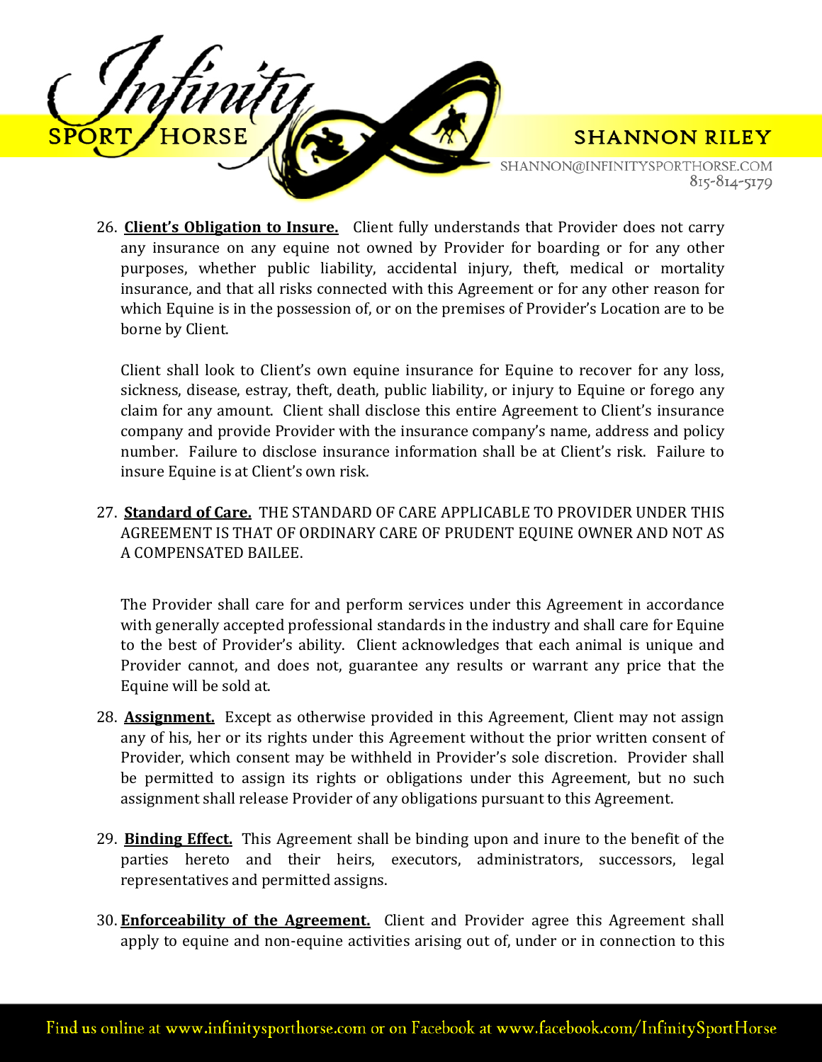26. **Client's Obligation to Insure.** Client fully understands that Provider does not carry any insurance on any equine not owned by Provider for boarding or for any other purposes, whether public liability, accidental injury, theft, medical or mortality insurance, and that all risks connected with this Agreement or for any other reason for which Equine is in the possession of, or on the premises of Provider's Location are to be borne by Client.

    Client shall look to Client's own equine insurance for Equine to recover for any loss, sickness, disease, estray, theft, death, public liability, or injury to Equine or forego any claim for any amount. Client shall disclose this entire Agreement to Client's insurance company and provide Provider with the insurance company's name, address and policy number. Failure to disclose insurance information shall be at Client's risk. Failure to insure Equine is at Client's own risk.

27. **Standard of Care.** THE STANDARD OF CARE APPLICABLE TO PROVIDER UNDER THIS AGREEMENT IS THAT OF ORDINARY CARE OF PRUDENT EQUINE OWNER AND NOT AS A COMPENSATED BAILEE.

    The Provider shall care for and perform services under this Agreement in accordance with generally accepted professional standards in the industry and shall care for Equine to the best of Provider's ability. Client acknowledges that each animal is unique and Provider cannot, and does not, guarantee any results or warrant any price that the Equine will be sold at.

28. **Assignment.** Except as otherwise provided in this Agreement, Client may not assign any of his, her or its rights under this Agreement without the prior written consent of Provider, which consent may be withheld in Provider's sole discretion. Provider shall be permitted to assign its rights or obligations under this Agreement, but no such assignment shall release Provider of any obligations pursuant to this Agreement.

29. **Binding Effect.** This Agreement shall be binding upon and inure to the benefit of the parties hereto and their heirs, executors, administrators, successors, legal representatives and permitted assigns.

30. **Enforceability of the Agreement.** Client and Provider agree this Agreement shall apply to equine and non-equine activities arising out of, under or in connection to this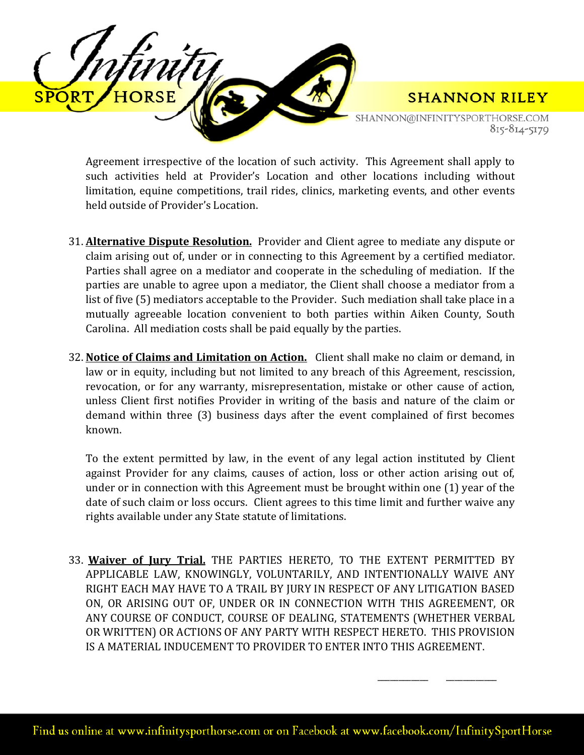Agreement irrespective of the location of such activity. This Agreement shall apply to such activities held at Provider's Location and other locations including without limitation, equine competitions, trail rides, clinics, marketing events, and other events held outside of Provider's Location.

31. **Alternative Dispute Resolution.** Provider and Client agree to mediate any dispute or claim arising out of, under or in connecting to this Agreement by a certified mediator. Parties shall agree on a mediator and cooperate in the scheduling of mediation. If the parties are unable to agree upon a mediator, the Client shall choose a mediator from a list of five (5) mediators acceptable to the Provider. Such mediation shall take place in a mutually agreeable location convenient to both parties within Aiken County, South Carolina. All mediation costs shall be paid equally by the parties.

32. **Notice of Claims and Limitation on Action.** Client shall make no claim or demand, in law or in equity, including but not limited to any breach of this Agreement, rescission, revocation, or for any warranty, misrepresentation, mistake or other cause of action, unless Client first notifies Provider in writing of the basis and nature of the claim or demand within three (3) business days after the event complained of first becomes known.

    To the extent permitted by law, in the event of any legal action instituted by Client against Provider for any claims, causes of action, loss or other action arising out of, under or in connection with this Agreement must be brought within one (1) year of the date of such claim or loss occurs. Client agrees to this time limit and further waive any rights available under any State statute of limitations.

33. **Waiver of Jury Trial.** THE PARTIES HERETO, TO THE EXTENT PERMITTED BY APPLICABLE LAW, KNOWINGLY, VOLUNTARILY, AND INTENTIONALLY WAIVE ANY RIGHT EACH MAY HAVE TO A TRAIL BY JURY IN RESPECT OF ANY LITIGATION BASED ON, OR ARISING OUT OF, UNDER OR IN CONNECTION WITH THIS AGREEMENT, OR ANY COURSE OF CONDUCT, COURSE OF DEALING, STATEMENTS (WHETHER VERBAL OR WRITTEN) OR ACTIONS OF ANY PARTY WITH RESPECT HERETO. THIS PROVISION IS A MATERIAL INDUCEMENT TO PROVIDER TO ENTER INTO THIS AGREEMENT.

\_\_\_\_\_\_\_\_\_\_ \_\_\_\_\_\_\_\_\_\_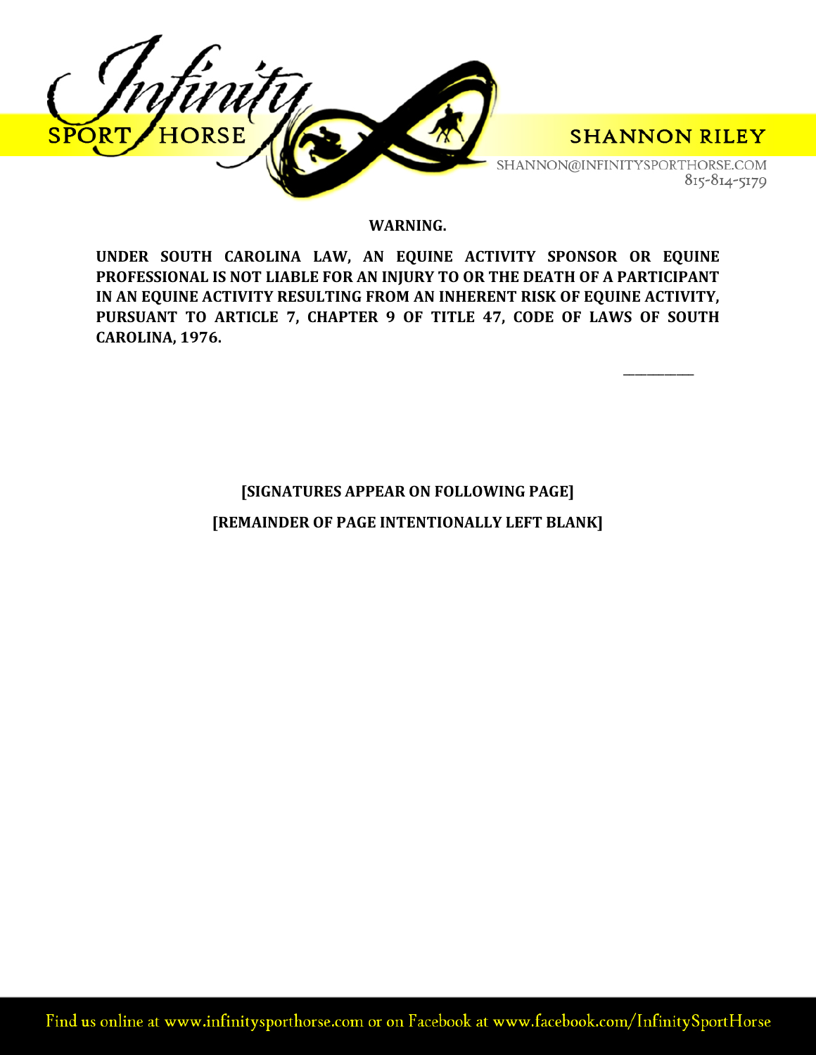**WARNING.**

**UNDER SOUTH CAROLINA LAW, AN EQUINE ACTIVITY SPONSOR OR EQUINE PROFESSIONAL IS NOT LIABLE FOR AN INJURY TO OR THE DEATH OF A PARTICIPANT IN AN EQUINE ACTIVITY RESULTING FROM AN INHERENT RISK OF EQUINE ACTIVITY, PURSUANT TO ARTICLE 7, CHAPTER 9 OF TITLE 47, CODE OF LAWS OF SOUTH CAROLINA, 1976.**

__________

**[SIGNATURES APPEAR ON FOLLOWING PAGE]**

**[REMAINDER OF PAGE INTENTIONALLY LEFT BLANK]**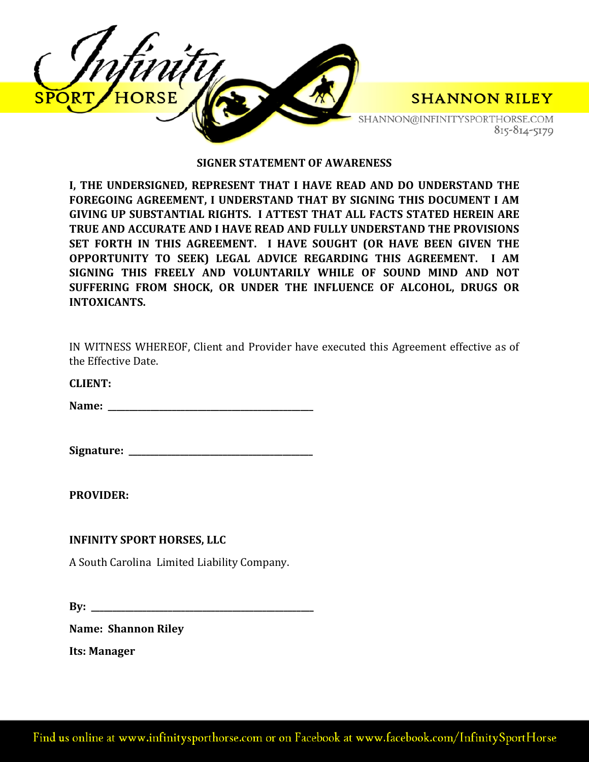**SIGNER STATEMENT OF AWARENESS**

**I, THE UNDERSIGNED, REPRESENT THAT I HAVE READ AND DO UNDERSTAND THE FOREGOING AGREEMENT, I UNDERSTAND THAT BY SIGNING THIS DOCUMENT I AM GIVING UP SUBSTANTIAL RIGHTS. I ATTEST THAT ALL FACTS STATED HEREIN ARE TRUE AND ACCURATE AND I HAVE READ AND FULLY UNDERSTAND THE PROVISIONS SET FORTH IN THIS AGREEMENT. I HAVE SOUGHT (OR HAVE BEEN GIVEN THE OPPORTUNITY TO SEEK) LEGAL ADVICE REGARDING THIS AGREEMENT. I AM SIGNING THIS FREELY AND VOLUNTARILY WHILE OF SOUND MIND AND NOT SUFFERING FROM SHOCK, OR UNDER THE INFLUENCE OF ALCOHOL, DRUGS OR INTOXICANTS.**

IN WITNESS WHEREOF, Client and Provider have executed this Agreement effective as of the Effective Date.

**CLIENT:**

**Name:** ___________________________________________

**Signature:** ______________________________________

**PROVIDER:**

**INFINITY SPORT HORSES, LLC**

A South Carolina Limited Liability Company.

**By:** ______________________________________________

**Name: Shannon Riley**

**Its: Manager**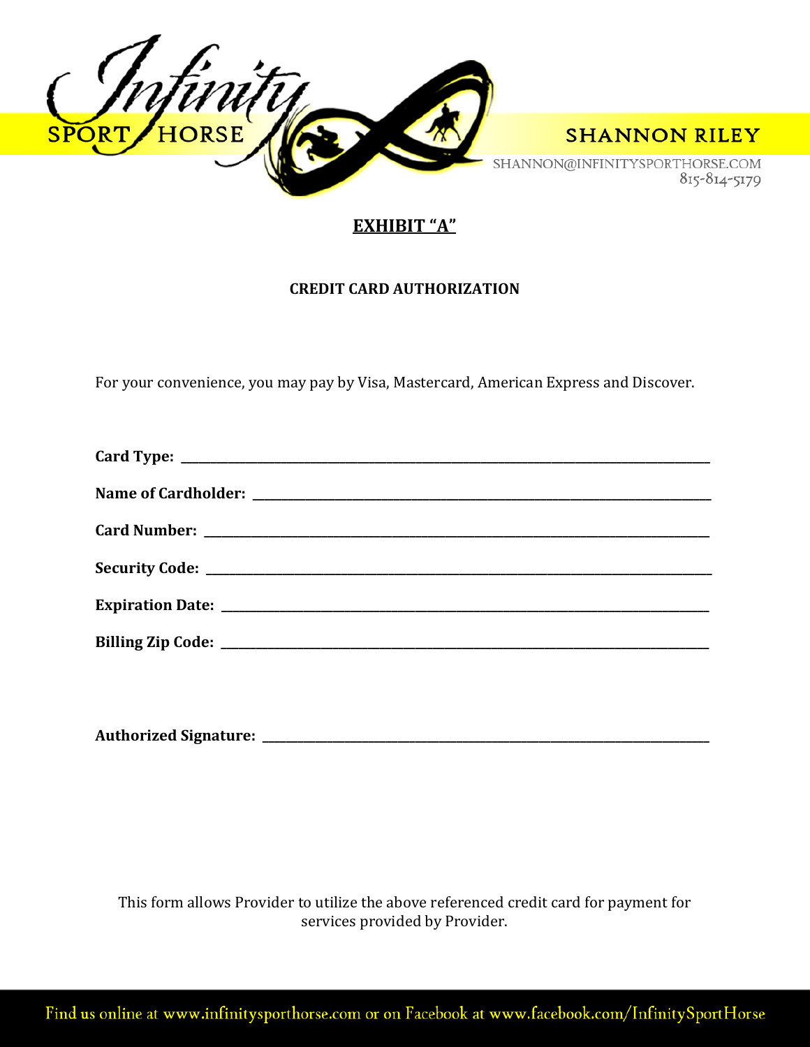Infinity SPORT HORSE

SHANNON RILEY

SHANNON@INFINITYSPORTHORSE.COM
815-814-5179

## EXHIBIT "A"

**CREDIT CARD AUTHORIZATION**

For your convenience, you may pay by Visa, Mastercard, American Express and Discover.

**Card Type:** ______________________________________________________________

**Name of Cardholder:** ______________________________________________________

**Card Number:** ____________________________________________________________

**Security Code:** ___________________________________________________________

**Expiration Date:** _________________________________________________________

**Billing Zip Code:** _________________________________________________________

**Authorized Signature:** _____________________________________________________

This form allows Provider to utilize the above referenced credit card for payment for services provided by Provider.

Find us online at www.infinitysporthorse.com or on Facebook at www.facebook.com/InfinitySportHorse